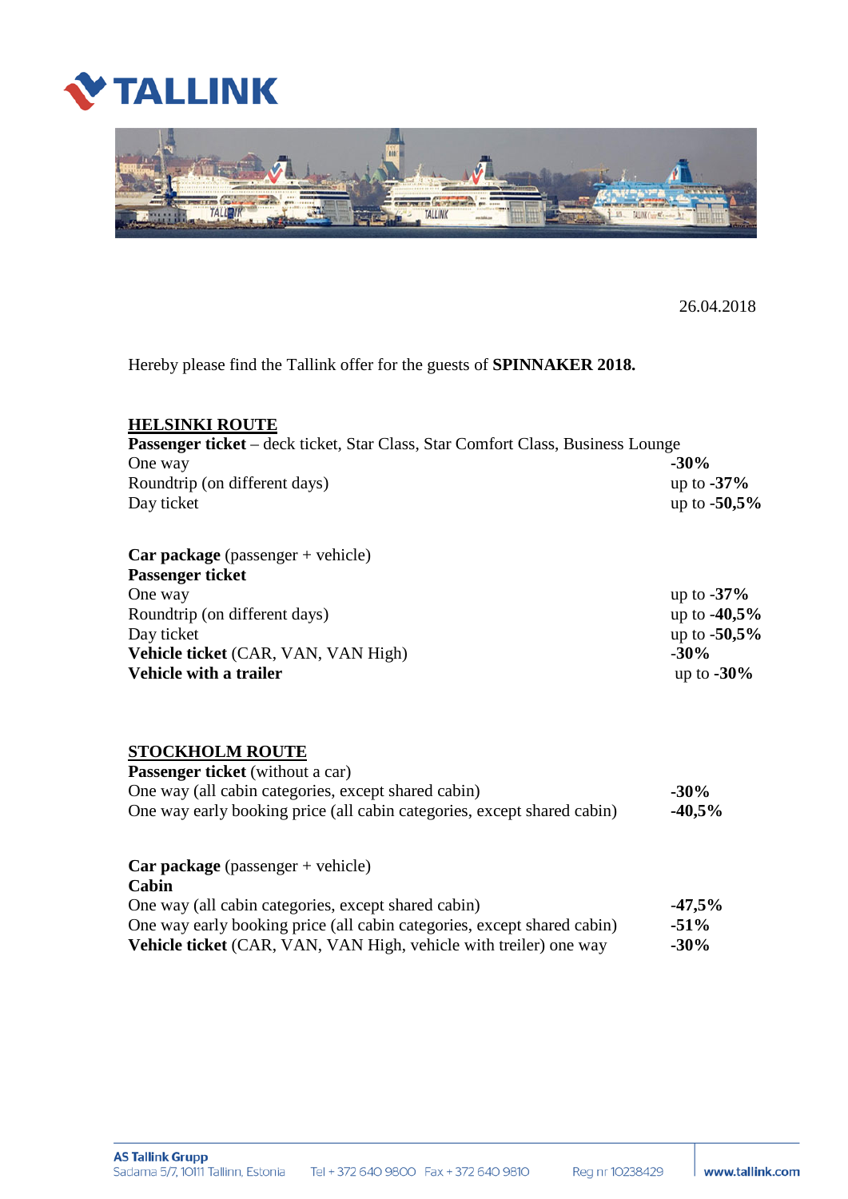26.04.2018

Hereby please find the Tallink offer for the guests of **SPINNAKER 2018.**

## HELSINKI ROUTE

**Passenger ticket** – deck ticket, Star Class, Star Comfort Class, Business Lounge

| | |
|---|---|
| One way | **-30%** |
| Roundtrip (on different days) | up to **-37%** |
| Day ticket | up to **-50,5%** |

**Car package** (passenger + vehicle)

**Passenger ticket**

| | |
|---|---|
| One way | up to **-37%** |
| Roundtrip (on different days) | up to **-40,5%** |
| Day ticket | up to **-50,5%** |
| **Vehicle ticket** (CAR, VAN, VAN High) | **-30%** |
| **Vehicle with a trailer** | up to **-30%** |

## STOCKHOLM ROUTE

**Passenger ticket** (without a car)

| | |
|---|---|
| One way (all cabin categories, except shared cabin) | **-30%** |
| One way early booking price (all cabin categories, except shared cabin) | **-40,5%** |

**Car package** (passenger + vehicle)

**Cabin**

| | |
|---|---|
| One way (all cabin categories, except shared cabin) | **-47,5%** |
| One way early booking price (all cabin categories, except shared cabin) | **-51%** |
| **Vehicle ticket** (CAR, VAN, VAN High, vehicle with treiler) one way | **-30%** |

**AS Tallink Grupp**
Sadama 5/7, 10111 Tallinn, Estonia Tel + 372 640 9800 Fax + 372 640 9810 Reg nr 10238429 www.tallink.com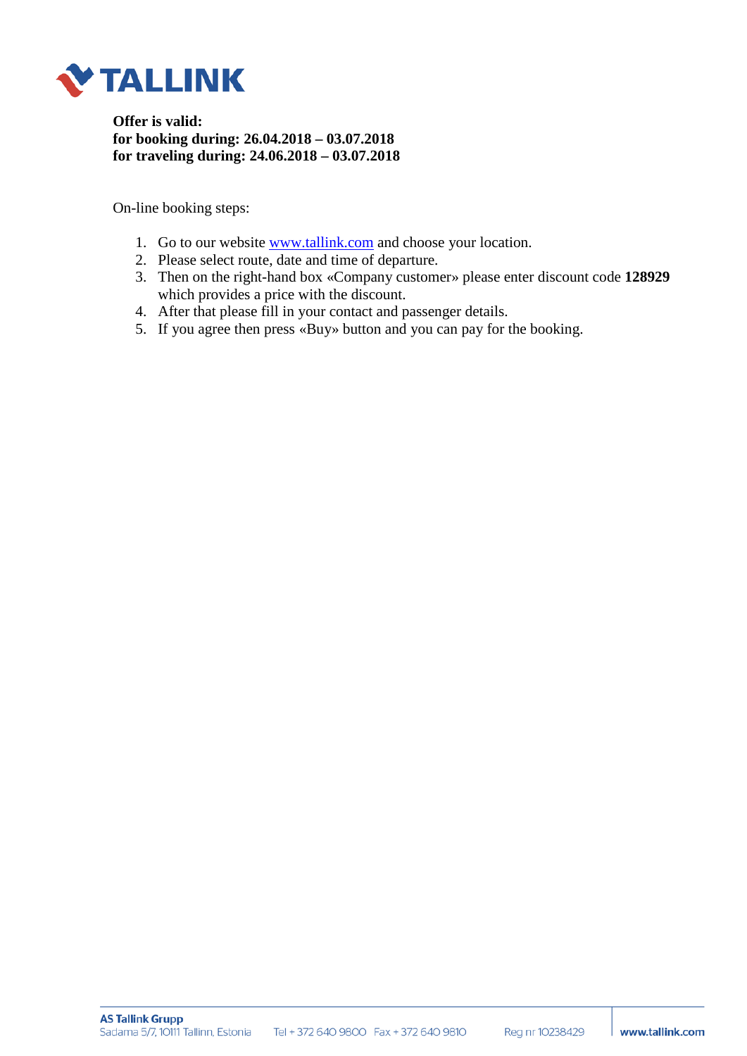**Offer is valid:**
**for booking during: 26.04.2018 – 03.07.2018**
**for traveling during: 24.06.2018 – 03.07.2018**

On-line booking steps:

1. Go to our website www.tallink.com and choose your location.
2. Please select route, date and time of departure.
3. Then on the right-hand box «Company customer» please enter discount code **128929** which provides a price with the discount.
4. After that please fill in your contact and passenger details.
5. If you agree then press «Buy» button and you can pay for the booking.